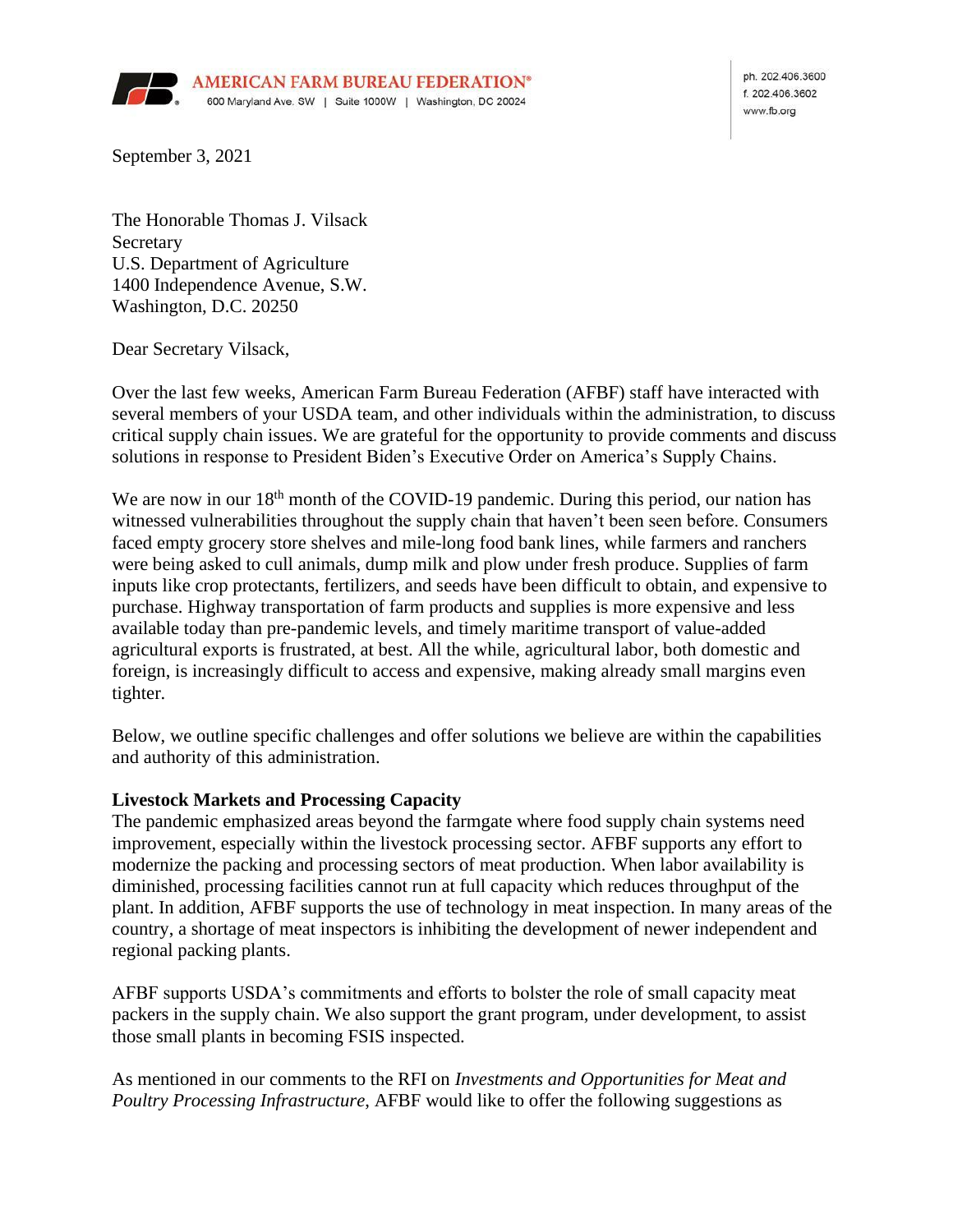AMERICAN FARM BUREAU FEDERATION®
600 Maryland Ave. SW | Suite 1000W | Washington, DC 20024

ph. 202.406.3600
f. 202.406.3602
www.fb.org

September 3, 2021

The Honorable Thomas J. Vilsack
Secretary
U.S. Department of Agriculture
1400 Independence Avenue, S.W.
Washington, D.C. 20250

Dear Secretary Vilsack,

Over the last few weeks, American Farm Bureau Federation (AFBF) staff have interacted with several members of your USDA team, and other individuals within the administration, to discuss critical supply chain issues. We are grateful for the opportunity to provide comments and discuss solutions in response to President Biden's Executive Order on America's Supply Chains.

We are now in our 18th month of the COVID-19 pandemic. During this period, our nation has witnessed vulnerabilities throughout the supply chain that haven't been seen before. Consumers faced empty grocery store shelves and mile-long food bank lines, while farmers and ranchers were being asked to cull animals, dump milk and plow under fresh produce. Supplies of farm inputs like crop protectants, fertilizers, and seeds have been difficult to obtain, and expensive to purchase. Highway transportation of farm products and supplies is more expensive and less available today than pre-pandemic levels, and timely maritime transport of value-added agricultural exports is frustrated, at best. All the while, agricultural labor, both domestic and foreign, is increasingly difficult to access and expensive, making already small margins even tighter.

Below, we outline specific challenges and offer solutions we believe are within the capabilities and authority of this administration.

**Livestock Markets and Processing Capacity**

The pandemic emphasized areas beyond the farmgate where food supply chain systems need improvement, especially within the livestock processing sector. AFBF supports any effort to modernize the packing and processing sectors of meat production. When labor availability is diminished, processing facilities cannot run at full capacity which reduces throughput of the plant. In addition, AFBF supports the use of technology in meat inspection. In many areas of the country, a shortage of meat inspectors is inhibiting the development of newer independent and regional packing plants.

AFBF supports USDA's commitments and efforts to bolster the role of small capacity meat packers in the supply chain. We also support the grant program, under development, to assist those small plants in becoming FSIS inspected.

As mentioned in our comments to the RFI on *Investments and Opportunities for Meat and Poultry Processing Infrastructure*, AFBF would like to offer the following suggestions as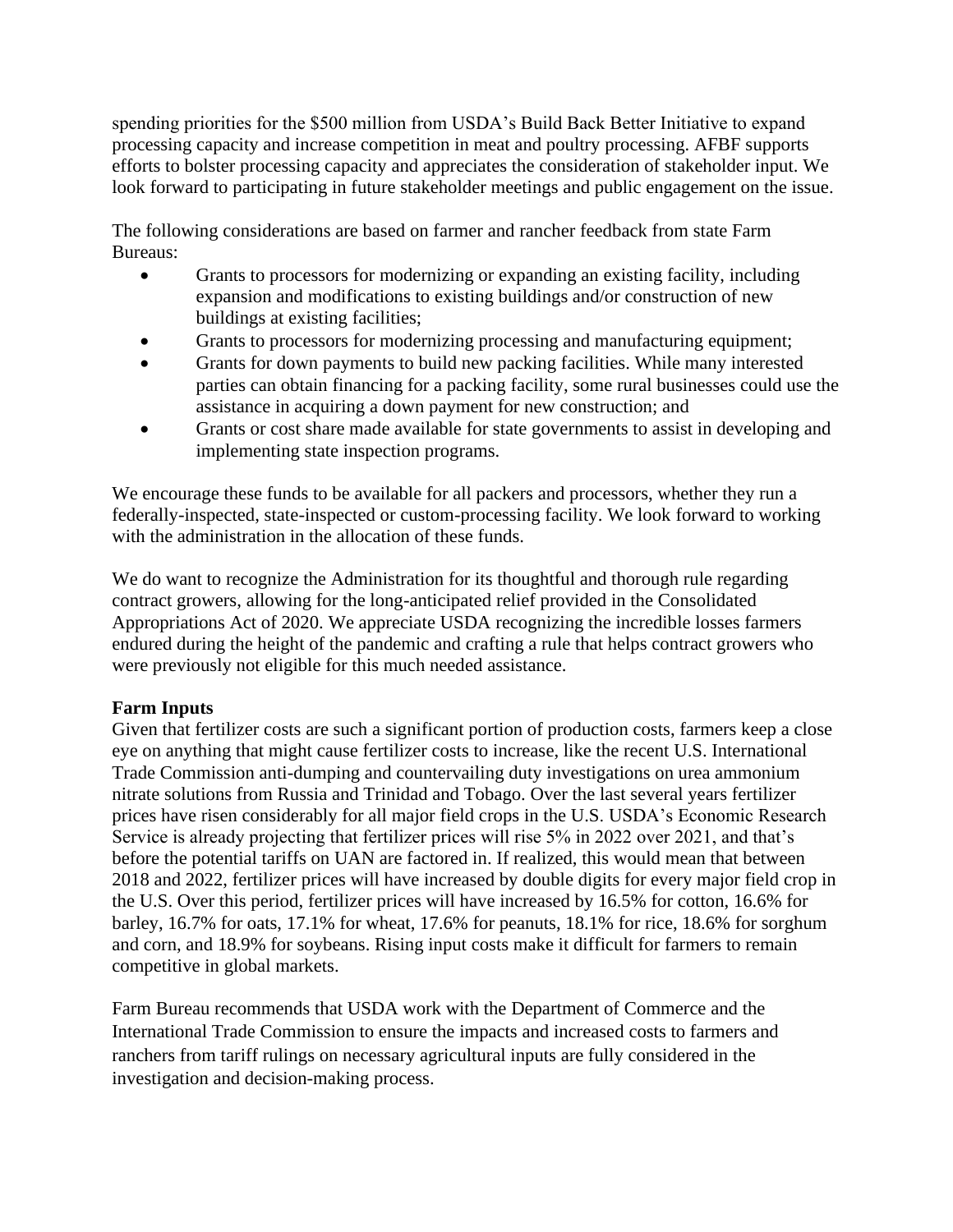spending priorities for the $500 million from USDA's Build Back Better Initiative to expand processing capacity and increase competition in meat and poultry processing. AFBF supports efforts to bolster processing capacity and appreciates the consideration of stakeholder input. We look forward to participating in future stakeholder meetings and public engagement on the issue.

The following considerations are based on farmer and rancher feedback from state Farm Bureaus:

- Grants to processors for modernizing or expanding an existing facility, including expansion and modifications to existing buildings and/or construction of new buildings at existing facilities;
- Grants to processors for modernizing processing and manufacturing equipment;
- Grants for down payments to build new packing facilities. While many interested parties can obtain financing for a packing facility, some rural businesses could use the assistance in acquiring a down payment for new construction; and
- Grants or cost share made available for state governments to assist in developing and implementing state inspection programs.

We encourage these funds to be available for all packers and processors, whether they run a federally-inspected, state-inspected or custom-processing facility. We look forward to working with the administration in the allocation of these funds.

We do want to recognize the Administration for its thoughtful and thorough rule regarding contract growers, allowing for the long-anticipated relief provided in the Consolidated Appropriations Act of 2020. We appreciate USDA recognizing the incredible losses farmers endured during the height of the pandemic and crafting a rule that helps contract growers who were previously not eligible for this much needed assistance.

**Farm Inputs**

Given that fertilizer costs are such a significant portion of production costs, farmers keep a close eye on anything that might cause fertilizer costs to increase, like the recent U.S. International Trade Commission anti-dumping and countervailing duty investigations on urea ammonium nitrate solutions from Russia and Trinidad and Tobago. Over the last several years fertilizer prices have risen considerably for all major field crops in the U.S. USDA's Economic Research Service is already projecting that fertilizer prices will rise 5% in 2022 over 2021, and that's before the potential tariffs on UAN are factored in. If realized, this would mean that between 2018 and 2022, fertilizer prices will have increased by double digits for every major field crop in the U.S. Over this period, fertilizer prices will have increased by 16.5% for cotton, 16.6% for barley, 16.7% for oats, 17.1% for wheat, 17.6% for peanuts, 18.1% for rice, 18.6% for sorghum and corn, and 18.9% for soybeans. Rising input costs make it difficult for farmers to remain competitive in global markets.

Farm Bureau recommends that USDA work with the Department of Commerce and the International Trade Commission to ensure the impacts and increased costs to farmers and ranchers from tariff rulings on necessary agricultural inputs are fully considered in the investigation and decision-making process.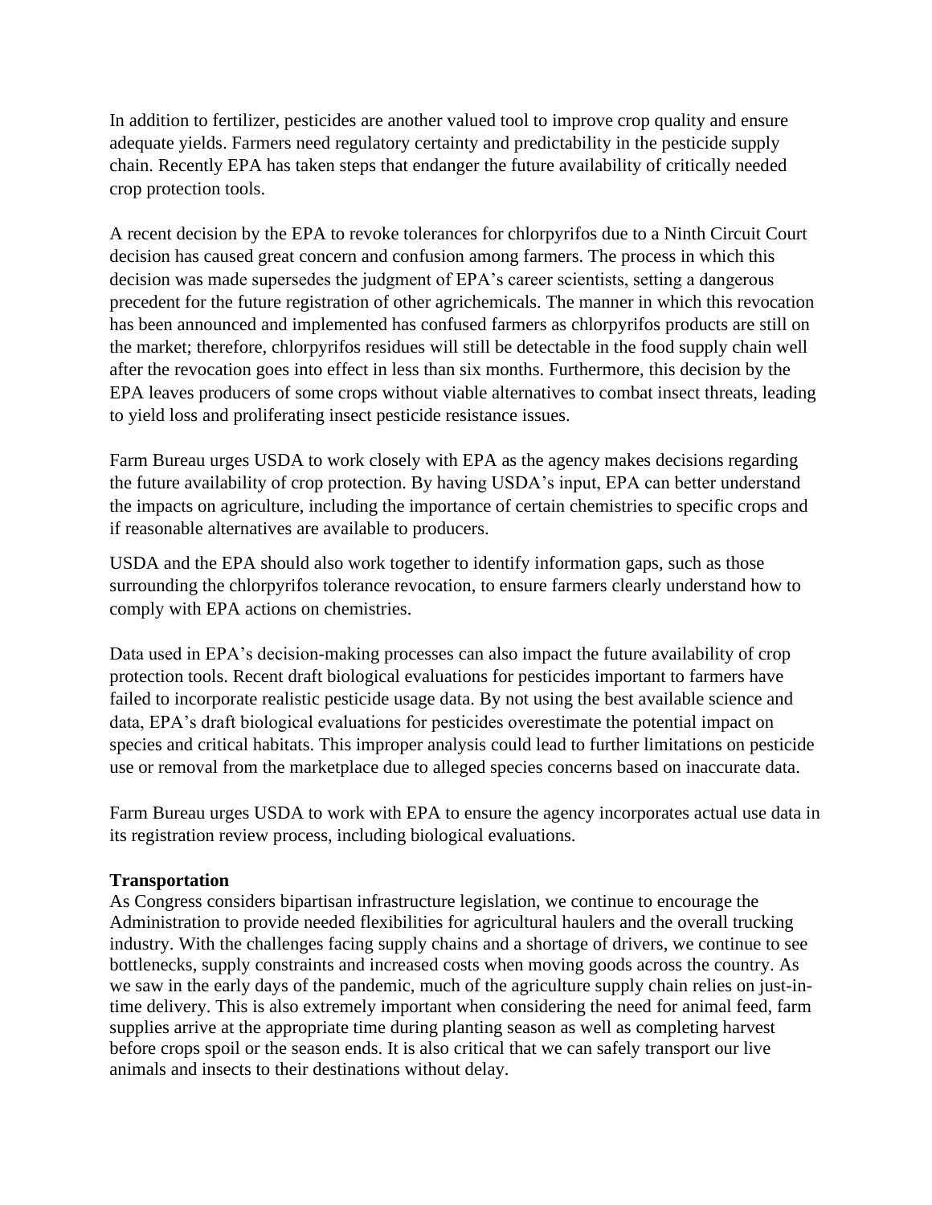In addition to fertilizer, pesticides are another valued tool to improve crop quality and ensure adequate yields. Farmers need regulatory certainty and predictability in the pesticide supply chain. Recently EPA has taken steps that endanger the future availability of critically needed crop protection tools.

A recent decision by the EPA to revoke tolerances for chlorpyrifos due to a Ninth Circuit Court decision has caused great concern and confusion among farmers. The process in which this decision was made supersedes the judgment of EPA's career scientists, setting a dangerous precedent for the future registration of other agrichemicals. The manner in which this revocation has been announced and implemented has confused farmers as chlorpyrifos products are still on the market; therefore, chlorpyrifos residues will still be detectable in the food supply chain well after the revocation goes into effect in less than six months. Furthermore, this decision by the EPA leaves producers of some crops without viable alternatives to combat insect threats, leading to yield loss and proliferating insect pesticide resistance issues.

Farm Bureau urges USDA to work closely with EPA as the agency makes decisions regarding the future availability of crop protection. By having USDA's input, EPA can better understand the impacts on agriculture, including the importance of certain chemistries to specific crops and if reasonable alternatives are available to producers.

USDA and the EPA should also work together to identify information gaps, such as those surrounding the chlorpyrifos tolerance revocation, to ensure farmers clearly understand how to comply with EPA actions on chemistries.

Data used in EPA's decision-making processes can also impact the future availability of crop protection tools. Recent draft biological evaluations for pesticides important to farmers have failed to incorporate realistic pesticide usage data. By not using the best available science and data, EPA's draft biological evaluations for pesticides overestimate the potential impact on species and critical habitats. This improper analysis could lead to further limitations on pesticide use or removal from the marketplace due to alleged species concerns based on inaccurate data.

Farm Bureau urges USDA to work with EPA to ensure the agency incorporates actual use data in its registration review process, including biological evaluations.

**Transportation**

As Congress considers bipartisan infrastructure legislation, we continue to encourage the Administration to provide needed flexibilities for agricultural haulers and the overall trucking industry. With the challenges facing supply chains and a shortage of drivers, we continue to see bottlenecks, supply constraints and increased costs when moving goods across the country. As we saw in the early days of the pandemic, much of the agriculture supply chain relies on just-in-time delivery. This is also extremely important when considering the need for animal feed, farm supplies arrive at the appropriate time during planting season as well as completing harvest before crops spoil or the season ends. It is also critical that we can safely transport our live animals and insects to their destinations without delay.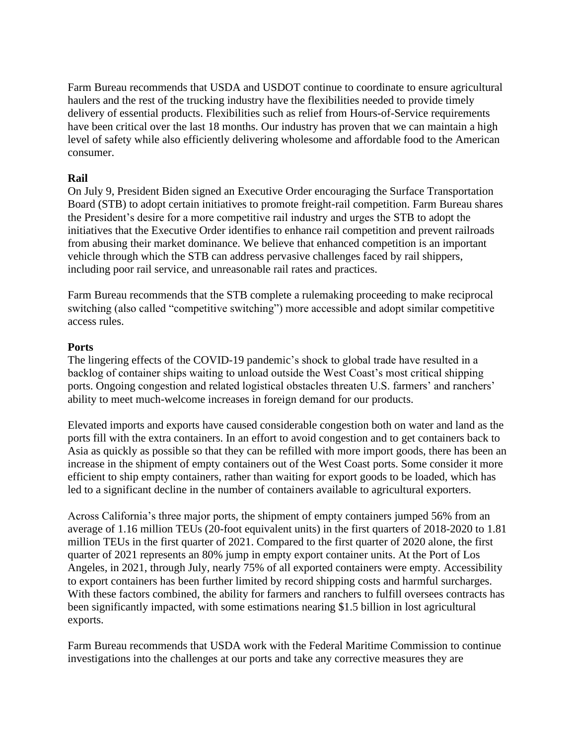Farm Bureau recommends that USDA and USDOT continue to coordinate to ensure agricultural haulers and the rest of the trucking industry have the flexibilities needed to provide timely delivery of essential products. Flexibilities such as relief from Hours-of-Service requirements have been critical over the last 18 months. Our industry has proven that we can maintain a high level of safety while also efficiently delivering wholesome and affordable food to the American consumer.

**Rail**

On July 9, President Biden signed an Executive Order encouraging the Surface Transportation Board (STB) to adopt certain initiatives to promote freight-rail competition. Farm Bureau shares the President's desire for a more competitive rail industry and urges the STB to adopt the initiatives that the Executive Order identifies to enhance rail competition and prevent railroads from abusing their market dominance. We believe that enhanced competition is an important vehicle through which the STB can address pervasive challenges faced by rail shippers, including poor rail service, and unreasonable rail rates and practices.

Farm Bureau recommends that the STB complete a rulemaking proceeding to make reciprocal switching (also called "competitive switching") more accessible and adopt similar competitive access rules.

**Ports**

The lingering effects of the COVID-19 pandemic's shock to global trade have resulted in a backlog of container ships waiting to unload outside the West Coast's most critical shipping ports. Ongoing congestion and related logistical obstacles threaten U.S. farmers' and ranchers' ability to meet much-welcome increases in foreign demand for our products.

Elevated imports and exports have caused considerable congestion both on water and land as the ports fill with the extra containers. In an effort to avoid congestion and to get containers back to Asia as quickly as possible so that they can be refilled with more import goods, there has been an increase in the shipment of empty containers out of the West Coast ports. Some consider it more efficient to ship empty containers, rather than waiting for export goods to be loaded, which has led to a significant decline in the number of containers available to agricultural exporters.

Across California's three major ports, the shipment of empty containers jumped 56% from an average of 1.16 million TEUs (20-foot equivalent units) in the first quarters of 2018-2020 to 1.81 million TEUs in the first quarter of 2021. Compared to the first quarter of 2020 alone, the first quarter of 2021 represents an 80% jump in empty export container units. At the Port of Los Angeles, in 2021, through July, nearly 75% of all exported containers were empty. Accessibility to export containers has been further limited by record shipping costs and harmful surcharges. With these factors combined, the ability for farmers and ranchers to fulfill oversees contracts has been significantly impacted, with some estimations nearing $1.5 billion in lost agricultural exports.

Farm Bureau recommends that USDA work with the Federal Maritime Commission to continue investigations into the challenges at our ports and take any corrective measures they are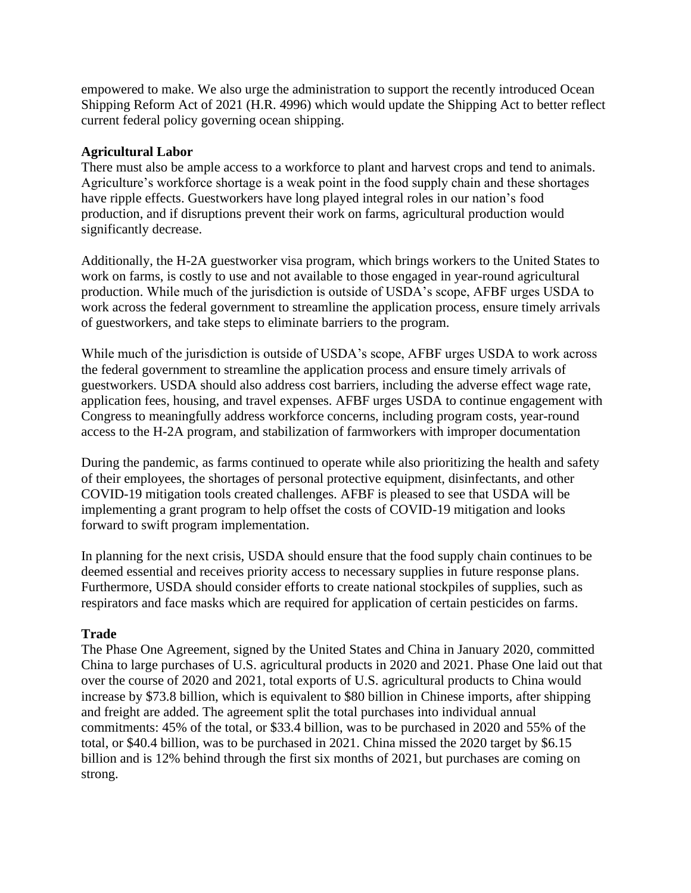empowered to make. We also urge the administration to support the recently introduced Ocean Shipping Reform Act of 2021 (H.R. 4996) which would update the Shipping Act to better reflect current federal policy governing ocean shipping.

**Agricultural Labor**

There must also be ample access to a workforce to plant and harvest crops and tend to animals. Agriculture's workforce shortage is a weak point in the food supply chain and these shortages have ripple effects. Guestworkers have long played integral roles in our nation's food production, and if disruptions prevent their work on farms, agricultural production would significantly decrease.

Additionally, the H-2A guestworker visa program, which brings workers to the United States to work on farms, is costly to use and not available to those engaged in year-round agricultural production. While much of the jurisdiction is outside of USDA's scope, AFBF urges USDA to work across the federal government to streamline the application process, ensure timely arrivals of guestworkers, and take steps to eliminate barriers to the program.

While much of the jurisdiction is outside of USDA's scope, AFBF urges USDA to work across the federal government to streamline the application process and ensure timely arrivals of guestworkers. USDA should also address cost barriers, including the adverse effect wage rate, application fees, housing, and travel expenses. AFBF urges USDA to continue engagement with Congress to meaningfully address workforce concerns, including program costs, year-round access to the H-2A program, and stabilization of farmworkers with improper documentation

During the pandemic, as farms continued to operate while also prioritizing the health and safety of their employees, the shortages of personal protective equipment, disinfectants, and other COVID-19 mitigation tools created challenges. AFBF is pleased to see that USDA will be implementing a grant program to help offset the costs of COVID-19 mitigation and looks forward to swift program implementation.

In planning for the next crisis, USDA should ensure that the food supply chain continues to be deemed essential and receives priority access to necessary supplies in future response plans. Furthermore, USDA should consider efforts to create national stockpiles of supplies, such as respirators and face masks which are required for application of certain pesticides on farms.

**Trade**

The Phase One Agreement, signed by the United States and China in January 2020, committed China to large purchases of U.S. agricultural products in 2020 and 2021. Phase One laid out that over the course of 2020 and 2021, total exports of U.S. agricultural products to China would increase by $73.8 billion, which is equivalent to $80 billion in Chinese imports, after shipping and freight are added. The agreement split the total purchases into individual annual commitments: 45% of the total, or $33.4 billion, was to be purchased in 2020 and 55% of the total, or $40.4 billion, was to be purchased in 2021. China missed the 2020 target by $6.15 billion and is 12% behind through the first six months of 2021, but purchases are coming on strong.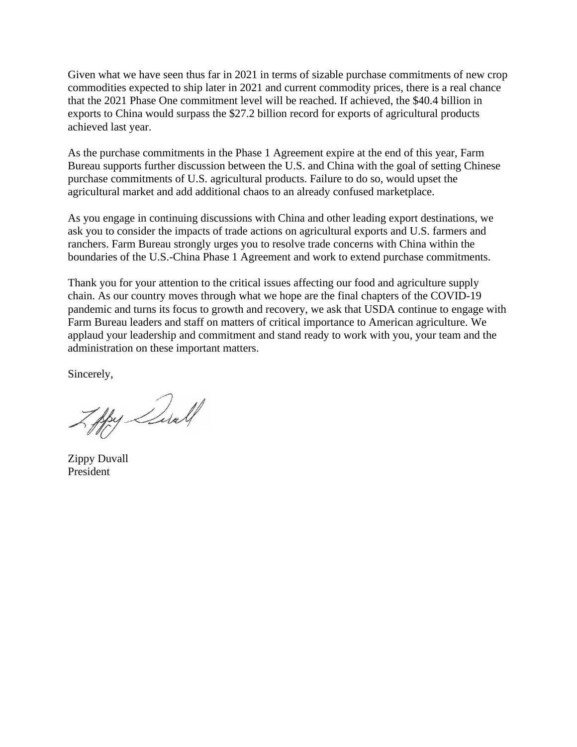Given what we have seen thus far in 2021 in terms of sizable purchase commitments of new crop commodities expected to ship later in 2021 and current commodity prices, there is a real chance that the 2021 Phase One commitment level will be reached. If achieved, the $40.4 billion in exports to China would surpass the $27.2 billion record for exports of agricultural products achieved last year.

As the purchase commitments in the Phase 1 Agreement expire at the end of this year, Farm Bureau supports further discussion between the U.S. and China with the goal of setting Chinese purchase commitments of U.S. agricultural products. Failure to do so, would upset the agricultural market and add additional chaos to an already confused marketplace.

As you engage in continuing discussions with China and other leading export destinations, we ask you to consider the impacts of trade actions on agricultural exports and U.S. farmers and ranchers. Farm Bureau strongly urges you to resolve trade concerns with China within the boundaries of the U.S.-China Phase 1 Agreement and work to extend purchase commitments.

Thank you for your attention to the critical issues affecting our food and agriculture supply chain. As our country moves through what we hope are the final chapters of the COVID-19 pandemic and turns its focus to growth and recovery, we ask that USDA continue to engage with Farm Bureau leaders and staff on matters of critical importance to American agriculture. We applaud your leadership and commitment and stand ready to work with you, your team and the administration on these important matters.

Sincerely,

Zippy Duvall
President